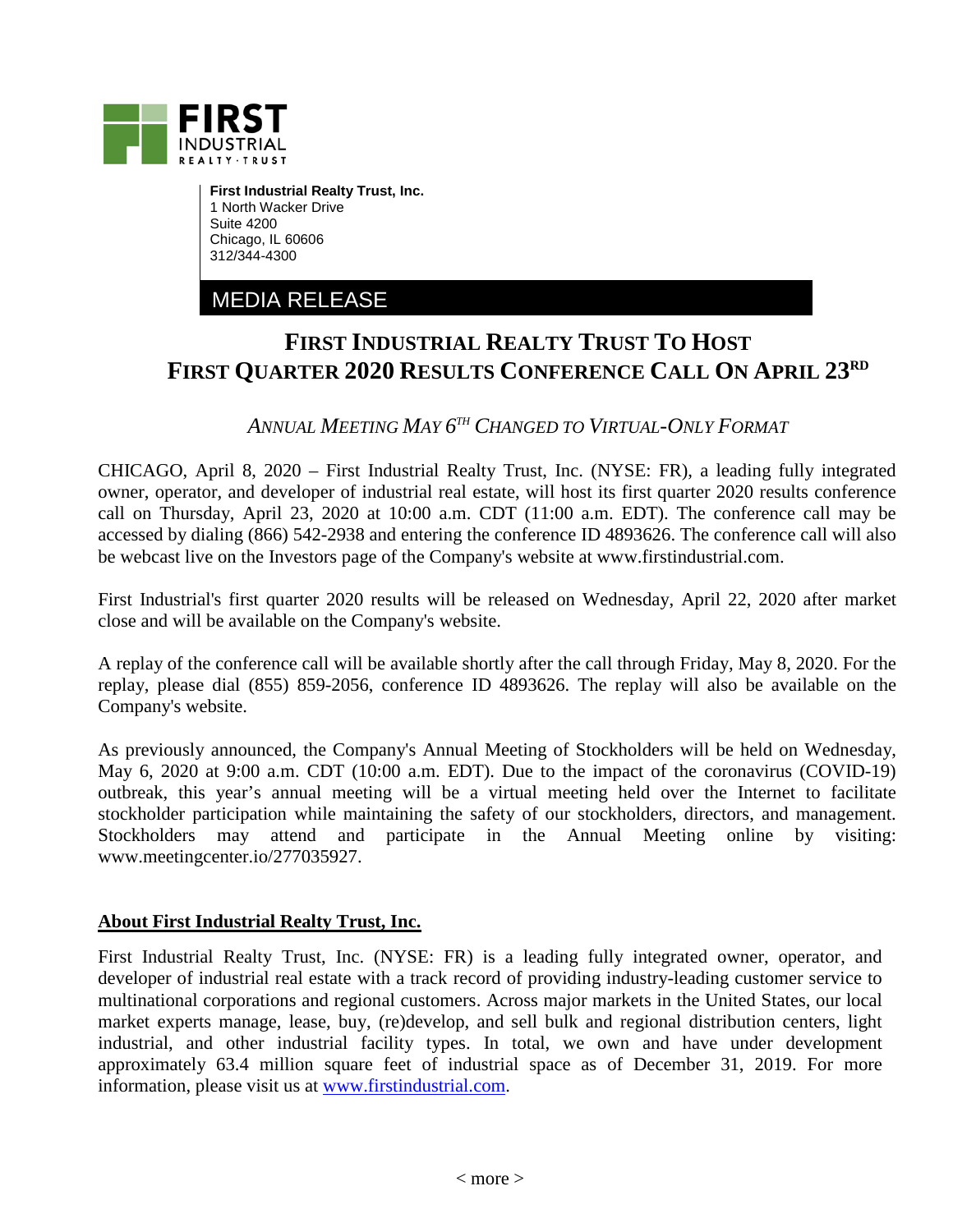**First Industrial Realty Trust, Inc.**
1 North Wacker Drive
Suite 4200
Chicago, IL 60606
312/344-4300

MEDIA RELEASE

# FIRST INDUSTRIAL REALTY TRUST TO HOST FIRST QUARTER 2020 RESULTS CONFERENCE CALL ON APRIL 23RD

*ANNUAL MEETING MAY 6TH CHANGED TO VIRTUAL-ONLY FORMAT*

CHICAGO, April 8, 2020 – First Industrial Realty Trust, Inc. (NYSE: FR), a leading fully integrated owner, operator, and developer of industrial real estate, will host its first quarter 2020 results conference call on Thursday, April 23, 2020 at 10:00 a.m. CDT (11:00 a.m. EDT). The conference call may be accessed by dialing (866) 542-2938 and entering the conference ID 4893626. The conference call will also be webcast live on the Investors page of the Company's website at www.firstindustrial.com.

First Industrial's first quarter 2020 results will be released on Wednesday, April 22, 2020 after market close and will be available on the Company's website.

A replay of the conference call will be available shortly after the call through Friday, May 8, 2020. For the replay, please dial (855) 859-2056, conference ID 4893626. The replay will also be available on the Company's website.

As previously announced, the Company's Annual Meeting of Stockholders will be held on Wednesday, May 6, 2020 at 9:00 a.m. CDT (10:00 a.m. EDT). Due to the impact of the coronavirus (COVID-19) outbreak, this year's annual meeting will be a virtual meeting held over the Internet to facilitate stockholder participation while maintaining the safety of our stockholders, directors, and management. Stockholders may attend and participate in the Annual Meeting online by visiting: www.meetingcenter.io/277035927.

## About First Industrial Realty Trust, Inc.

First Industrial Realty Trust, Inc. (NYSE: FR) is a leading fully integrated owner, operator, and developer of industrial real estate with a track record of providing industry-leading customer service to multinational corporations and regional customers. Across major markets in the United States, our local market experts manage, lease, buy, (re)develop, and sell bulk and regional distribution centers, light industrial, and other industrial facility types. In total, we own and have under development approximately 63.4 million square feet of industrial space as of December 31, 2019. For more information, please visit us at www.firstindustrial.com.

< more >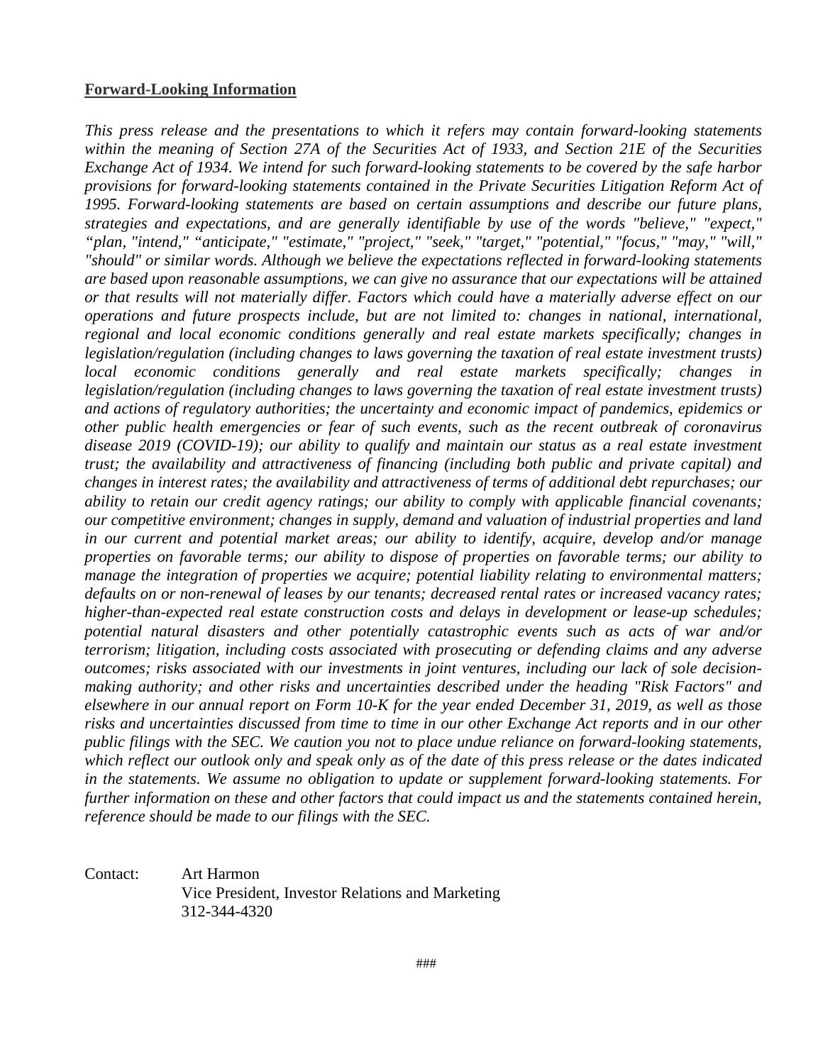**Forward-Looking Information**

*This press release and the presentations to which it refers may contain forward-looking statements within the meaning of Section 27A of the Securities Act of 1933, and Section 21E of the Securities Exchange Act of 1934. We intend for such forward-looking statements to be covered by the safe harbor provisions for forward-looking statements contained in the Private Securities Litigation Reform Act of 1995. Forward-looking statements are based on certain assumptions and describe our future plans, strategies and expectations, and are generally identifiable by use of the words "believe," "expect," “plan, "intend," “anticipate," "estimate," "project," "seek," "target," "potential," "focus," "may," "will," "should" or similar words. Although we believe the expectations reflected in forward-looking statements are based upon reasonable assumptions, we can give no assurance that our expectations will be attained or that results will not materially differ. Factors which could have a materially adverse effect on our operations and future prospects include, but are not limited to: changes in national, international, regional and local economic conditions generally and real estate markets specifically; changes in legislation/regulation (including changes to laws governing the taxation of real estate investment trusts) local economic conditions generally and real estate markets specifically; changes in legislation/regulation (including changes to laws governing the taxation of real estate investment trusts) and actions of regulatory authorities; the uncertainty and economic impact of pandemics, epidemics or other public health emergencies or fear of such events, such as the recent outbreak of coronavirus disease 2019 (COVID-19); our ability to qualify and maintain our status as a real estate investment trust; the availability and attractiveness of financing (including both public and private capital) and changes in interest rates; the availability and attractiveness of terms of additional debt repurchases; our ability to retain our credit agency ratings; our ability to comply with applicable financial covenants; our competitive environment; changes in supply, demand and valuation of industrial properties and land in our current and potential market areas; our ability to identify, acquire, develop and/or manage properties on favorable terms; our ability to dispose of properties on favorable terms; our ability to manage the integration of properties we acquire; potential liability relating to environmental matters; defaults on or non-renewal of leases by our tenants; decreased rental rates or increased vacancy rates; higher-than-expected real estate construction costs and delays in development or lease-up schedules; potential natural disasters and other potentially catastrophic events such as acts of war and/or terrorism; litigation, including costs associated with prosecuting or defending claims and any adverse outcomes; risks associated with our investments in joint ventures, including our lack of sole decision-making authority; and other risks and uncertainties described under the heading "Risk Factors" and elsewhere in our annual report on Form 10-K for the year ended December 31, 2019, as well as those risks and uncertainties discussed from time to time in our other Exchange Act reports and in our other public filings with the SEC. We caution you not to place undue reliance on forward-looking statements, which reflect our outlook only and speak only as of the date of this press release or the dates indicated in the statements. We assume no obligation to update or supplement forward-looking statements. For further information on these and other factors that could impact us and the statements contained herein, reference should be made to our filings with the SEC.*

Contact: Art Harmon
Vice President, Investor Relations and Marketing
312-344-4320

###